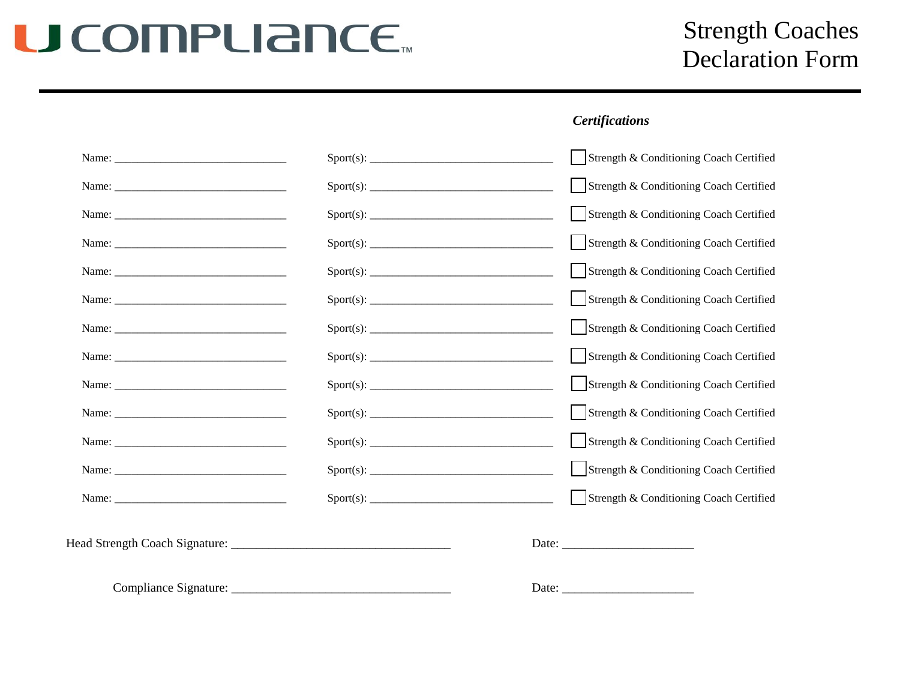U COMPLIANCE™

# Strength Coaches Declaration Form

***Certifications***

Name: ______________________________ Sport(s): ________________________________ ☐ Strength & Conditioning Coach Certified

Name: ______________________________ Sport(s): ________________________________ ☐ Strength & Conditioning Coach Certified

Name: ______________________________ Sport(s): ________________________________ ☐ Strength & Conditioning Coach Certified

Name: ______________________________ Sport(s): ________________________________ ☐ Strength & Conditioning Coach Certified

Name: ______________________________ Sport(s): ________________________________ ☐ Strength & Conditioning Coach Certified

Name: ______________________________ Sport(s): ________________________________ ☐ Strength & Conditioning Coach Certified

Name: ______________________________ Sport(s): ________________________________ ☐ Strength & Conditioning Coach Certified

Name: ______________________________ Sport(s): ________________________________ ☐ Strength & Conditioning Coach Certified

Name: ______________________________ Sport(s): ________________________________ ☐ Strength & Conditioning Coach Certified

Name: ______________________________ Sport(s): ________________________________ ☐ Strength & Conditioning Coach Certified

Name: ______________________________ Sport(s): ________________________________ ☐ Strength & Conditioning Coach Certified

Name: ______________________________ Sport(s): ________________________________ ☐ Strength & Conditioning Coach Certified

Name: ______________________________ Sport(s): ________________________________ ☐ Strength & Conditioning Coach Certified

Head Strength Coach Signature: ___________________________________ Date: _____________________

Compliance Signature: ___________________________________ Date: _____________________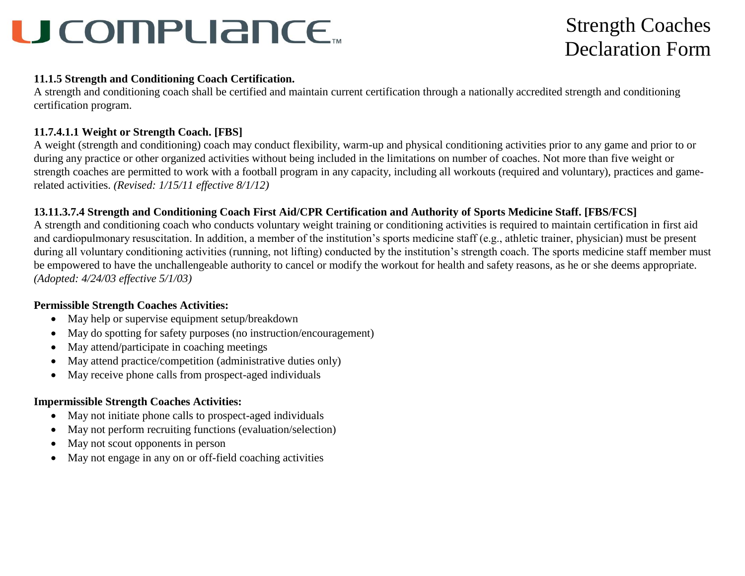# U COMPLIANCE™

# Strength Coaches Declaration Form

**11.1.5 Strength and Conditioning Coach Certification.**
A strength and conditioning coach shall be certified and maintain current certification through a nationally accredited strength and conditioning certification program.

**11.7.4.1.1 Weight or Strength Coach. [FBS]**
A weight (strength and conditioning) coach may conduct flexibility, warm-up and physical conditioning activities prior to any game and prior to or during any practice or other organized activities without being included in the limitations on number of coaches. Not more than five weight or strength coaches are permitted to work with a football program in any capacity, including all workouts (required and voluntary), practices and game-related activities. *(Revised: 1/15/11 effective 8/1/12)*

**13.11.3.7.4 Strength and Conditioning Coach First Aid/CPR Certification and Authority of Sports Medicine Staff. [FBS/FCS]**
A strength and conditioning coach who conducts voluntary weight training or conditioning activities is required to maintain certification in first aid and cardiopulmonary resuscitation. In addition, a member of the institution's sports medicine staff (e.g., athletic trainer, physician) must be present during all voluntary conditioning activities (running, not lifting) conducted by the institution's strength coach. The sports medicine staff member must be empowered to have the unchallengeable authority to cancel or modify the workout for health and safety reasons, as he or she deems appropriate. *(Adopted: 4/24/03 effective 5/1/03)*

**Permissible Strength Coaches Activities:**

- May help or supervise equipment setup/breakdown
- May do spotting for safety purposes (no instruction/encouragement)
- May attend/participate in coaching meetings
- May attend practice/competition (administrative duties only)
- May receive phone calls from prospect-aged individuals

**Impermissible Strength Coaches Activities:**

- May not initiate phone calls to prospect-aged individuals
- May not perform recruiting functions (evaluation/selection)
- May not scout opponents in person
- May not engage in any on or off-field coaching activities